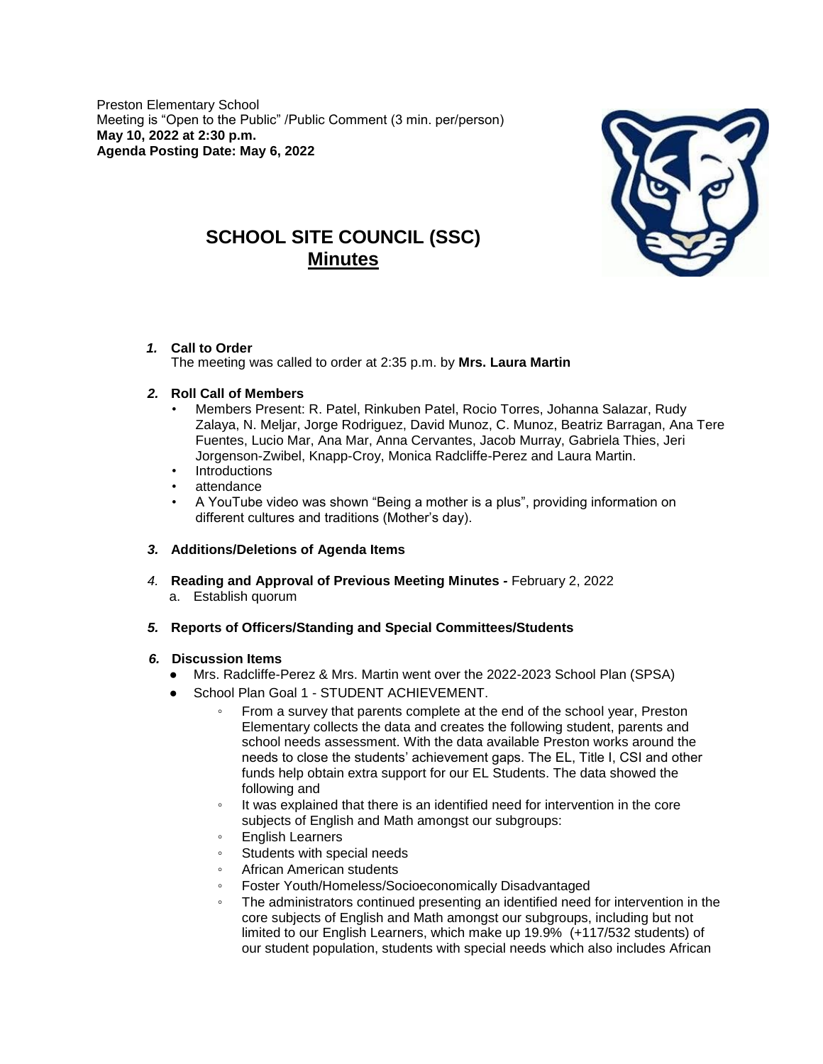Preston Elementary School
Meeting is "Open to the Public" /Public Comment (3 min. per/person)
**May 10, 2022 at 2:30 p.m.**
**Agenda Posting Date: May 6, 2022**

# SCHOOL SITE COUNCIL (SSC)
## Minutes

1. **Call to Order**
   The meeting was called to order at 2:35 p.m. by **Mrs. Laura Martin**

2. **Roll Call of Members**
   - Members Present: R. Patel, Rinkuben Patel, Rocio Torres, Johanna Salazar, Rudy Zalaya, N. Meljar, Jorge Rodriguez, David Munoz, C. Munoz, Beatriz Barragan, Ana Tere Fuentes, Lucio Mar, Ana Mar, Anna Cervantes, Jacob Murray, Gabriela Thies, Jeri Jorgenson-Zwibel, Knapp-Croy, Monica Radcliffe-Perez and Laura Martin.
   - Introductions
   - attendance
   - A YouTube video was shown "Being a mother is a plus", providing information on different cultures and traditions (Mother's day).

3. **Additions/Deletions of Agenda Items**

4. **Reading and Approval of Previous Meeting Minutes -** February 2, 2022
   a. Establish quorum

5. **Reports of Officers/Standing and Special Committees/Students**

6. **Discussion Items**
   - Mrs. Radcliffe-Perez & Mrs. Martin went over the 2022-2023 School Plan (SPSA)
   - School Plan Goal 1 - STUDENT ACHIEVEMENT.
     - From a survey that parents complete at the end of the school year, Preston Elementary collects the data and creates the following student, parents and school needs assessment. With the data available Preston works around the needs to close the students' achievement gaps. The EL, Title I, CSI and other funds help obtain extra support for our EL Students. The data showed the following and
     - It was explained that there is an identified need for intervention in the core subjects of English and Math amongst our subgroups:
     - English Learners
     - Students with special needs
     - African American students
     - Foster Youth/Homeless/Socioeconomically Disadvantaged
     - The administrators continued presenting an identified need for intervention in the core subjects of English and Math amongst our subgroups, including but not limited to our English Learners, which make up 19.9% (+117/532 students) of our student population, students with special needs which also includes African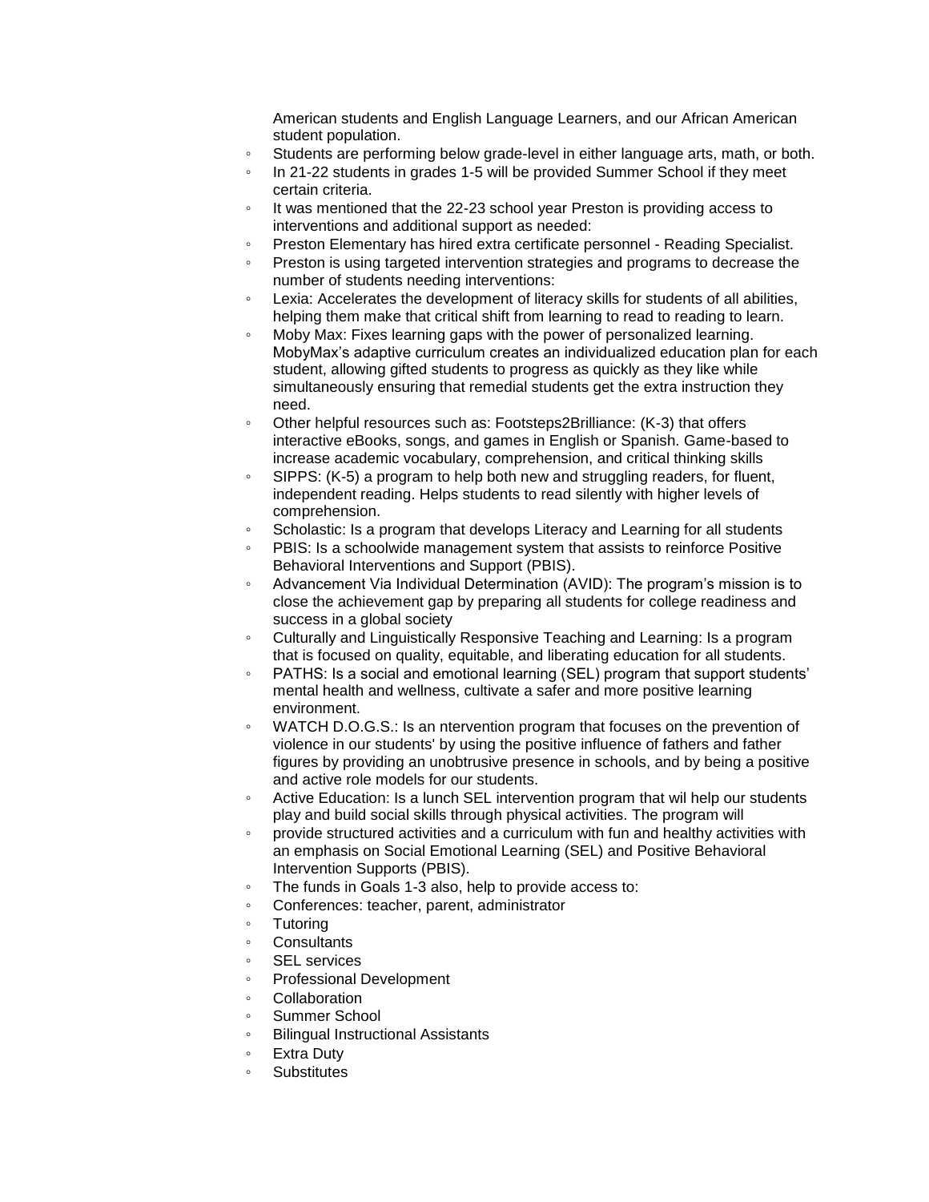American students and English Language Learners, and our African American student population.

- Students are performing below grade-level in either language arts, math, or both.
- In 21-22 students in grades 1-5 will be provided Summer School if they meet certain criteria.
- It was mentioned that the 22-23 school year Preston is providing access to interventions and additional support as needed:
- Preston Elementary has hired extra certificate personnel - Reading Specialist.
- Preston is using targeted intervention strategies and programs to decrease the number of students needing interventions:
- Lexia: Accelerates the development of literacy skills for students of all abilities, helping them make that critical shift from learning to read to reading to learn.
- Moby Max: Fixes learning gaps with the power of personalized learning. MobyMax's adaptive curriculum creates an individualized education plan for each student, allowing gifted students to progress as quickly as they like while simultaneously ensuring that remedial students get the extra instruction they need.
- Other helpful resources such as: Footsteps2Brilliance: (K-3) that offers interactive eBooks, songs, and games in English or Spanish. Game-based to increase academic vocabulary, comprehension, and critical thinking skills
- SIPPS: (K-5) a program to help both new and struggling readers, for fluent, independent reading. Helps students to read silently with higher levels of comprehension.
- Scholastic: Is a program that develops Literacy and Learning for all students
- PBIS: Is a schoolwide management system that assists to reinforce Positive Behavioral Interventions and Support (PBIS).
- Advancement Via Individual Determination (AVID): The program's mission is to close the achievement gap by preparing all students for college readiness and success in a global society
- Culturally and Linguistically Responsive Teaching and Learning: Is a program that is focused on quality, equitable, and liberating education for all students.
- PATHS: Is a social and emotional learning (SEL) program that support students' mental health and wellness, cultivate a safer and more positive learning environment.
- WATCH D.O.G.S.: Is an ntervention program that focuses on the prevention of violence in our students' by using the positive influence of fathers and father figures by providing an unobtrusive presence in schools, and by being a positive and active role models for our students.
- Active Education: Is a lunch SEL intervention program that wil help our students play and build social skills through physical activities. The program will
- provide structured activities and a curriculum with fun and healthy activities with an emphasis on Social Emotional Learning (SEL) and Positive Behavioral Intervention Supports (PBIS).
- The funds in Goals 1-3 also, help to provide access to:
- Conferences: teacher, parent, administrator
- Tutoring
- Consultants
- SEL services
- Professional Development
- Collaboration
- Summer School
- Bilingual Instructional Assistants
- Extra Duty
- Substitutes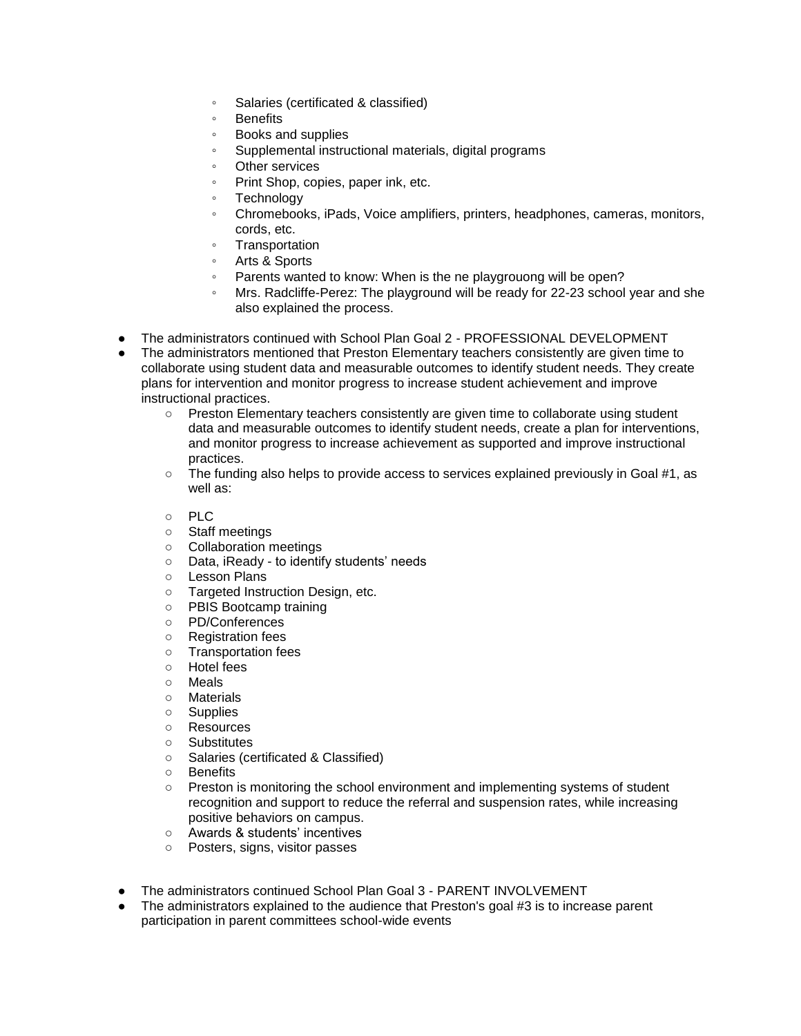- Salaries (certificated & classified)
    - Benefits
    - Books and supplies
    - Supplemental instructional materials, digital programs
    - Other services
    - Print Shop, copies, paper ink, etc.
    - Technology
    - Chromebooks, iPads, Voice amplifiers, printers, headphones, cameras, monitors, cords, etc.
    - Transportation
    - Arts & Sports
    - Parents wanted to know: When is the ne playgrouong will be open?
    - Mrs. Radcliffe-Perez: The playground will be ready for 22-23 school year and she also explained the process.

- The administrators continued with School Plan Goal 2 - PROFESSIONAL DEVELOPMENT
- The administrators mentioned that Preston Elementary teachers consistently are given time to collaborate using student data and measurable outcomes to identify student needs. They create plans for intervention and monitor progress to increase student achievement and improve instructional practices.
    - Preston Elementary teachers consistently are given time to collaborate using student data and measurable outcomes to identify student needs, create a plan for interventions, and monitor progress to increase achievement as supported and improve instructional practices.
    - The funding also helps to provide access to services explained previously in Goal #1, as well as:

    - PLC
    - Staff meetings
    - Collaboration meetings
    - Data, iReady - to identify students' needs
    - Lesson Plans
    - Targeted Instruction Design, etc.
    - PBIS Bootcamp training
    - PD/Conferences
    - Registration fees
    - Transportation fees
    - Hotel fees
    - Meals
    - Materials
    - Supplies
    - Resources
    - Substitutes
    - Salaries (certificated & Classified)
    - Benefits
    - Preston is monitoring the school environment and implementing systems of student recognition and support to reduce the referral and suspension rates, while increasing positive behaviors on campus.
    - Awards & students' incentives
    - Posters, signs, visitor passes

- The administrators continued School Plan Goal 3 - PARENT INVOLVEMENT
- The administrators explained to the audience that Preston's goal #3 is to increase parent participation in parent committees school-wide events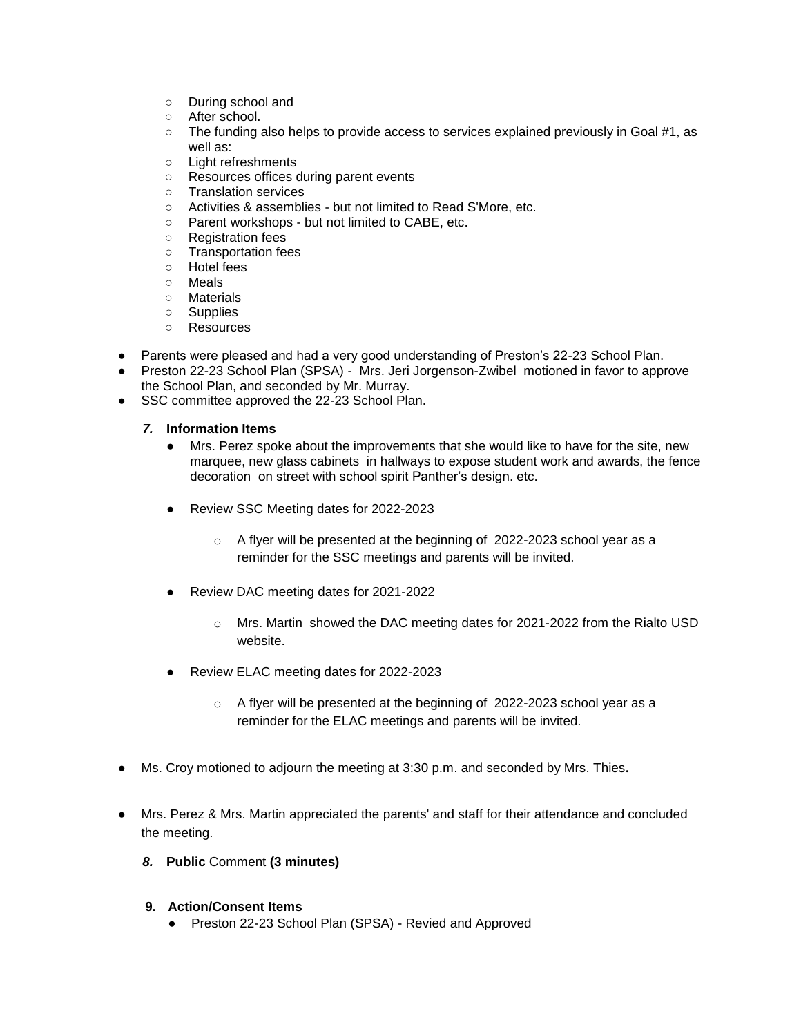- During school and
  - After school.
  - The funding also helps to provide access to services explained previously in Goal #1, as well as:
  - Light refreshments
  - Resources offices during parent events
  - Translation services
  - Activities & assemblies - but not limited to Read S'More, etc.
  - Parent workshops - but not limited to CABE, etc.
  - Registration fees
  - Transportation fees
  - Hotel fees
  - Meals
  - Materials
  - Supplies
  - Resources

- Parents were pleased and had a very good understanding of Preston's 22-23 School Plan.
- Preston 22-23 School Plan (SPSA) - Mrs. Jeri Jorgenson-Zwibel motioned in favor to approve the School Plan, and seconded by Mr. Murray.
- SSC committee approved the 22-23 School Plan.

***7.*** **Information Items**

- Mrs. Perez spoke about the improvements that she would like to have for the site, new marquee, new glass cabinets in hallways to expose student work and awards, the fence decoration on street with school spirit Panther's design. etc.

- Review SSC Meeting dates for 2022-2023

  - A flyer will be presented at the beginning of 2022-2023 school year as a reminder for the SSC meetings and parents will be invited.

- Review DAC meeting dates for 2021-2022

  - Mrs. Martin showed the DAC meeting dates for 2021-2022 from the Rialto USD website.

- Review ELAC meeting dates for 2022-2023

  - A flyer will be presented at the beginning of 2022-2023 school year as a reminder for the ELAC meetings and parents will be invited.

- Ms. Croy motioned to adjourn the meeting at 3:30 p.m. and seconded by Mrs. Thies**.**

- Mrs. Perez & Mrs. Martin appreciated the parents' and staff for their attendance and concluded the meeting.

***8.*** **Public** Comment **(3 minutes)**

**9. Action/Consent Items**

- Preston 22-23 School Plan (SPSA) - Revied and Approved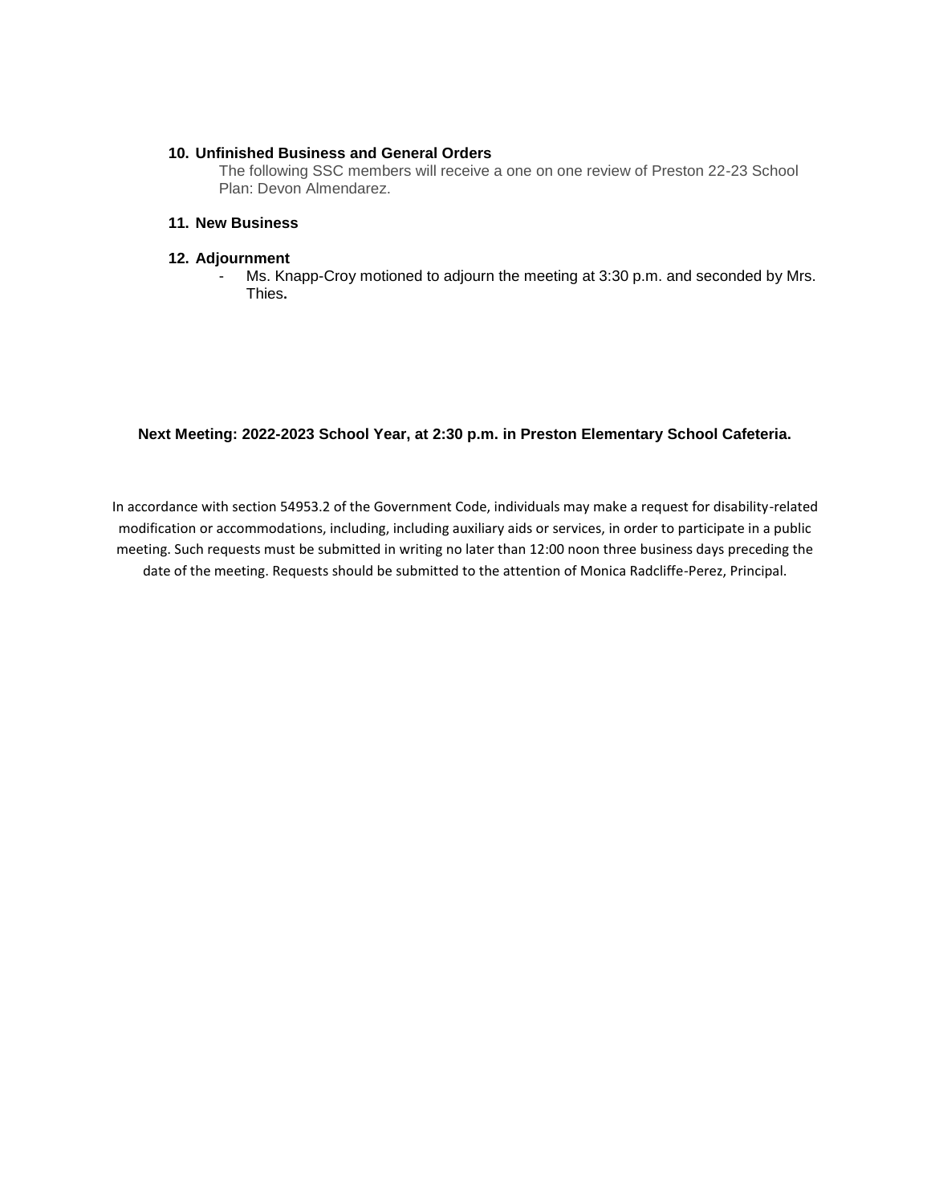**10. Unfinished Business and General Orders**

The following SSC members will receive a one on one review of Preston 22-23 School Plan: Devon Almendarez.

**11. New Business**

**12. Adjournment**

- Ms. Knapp-Croy motioned to adjourn the meeting at 3:30 p.m. and seconded by Mrs. Thies**.**

**Next Meeting: 2022-2023 School Year, at 2:30 p.m. in Preston Elementary School Cafeteria.**

In accordance with section 54953.2 of the Government Code, individuals may make a request for disability-related modification or accommodations, including, including auxiliary aids or services, in order to participate in a public meeting. Such requests must be submitted in writing no later than 12:00 noon three business days preceding the date of the meeting. Requests should be submitted to the attention of Monica Radcliffe-Perez, Principal.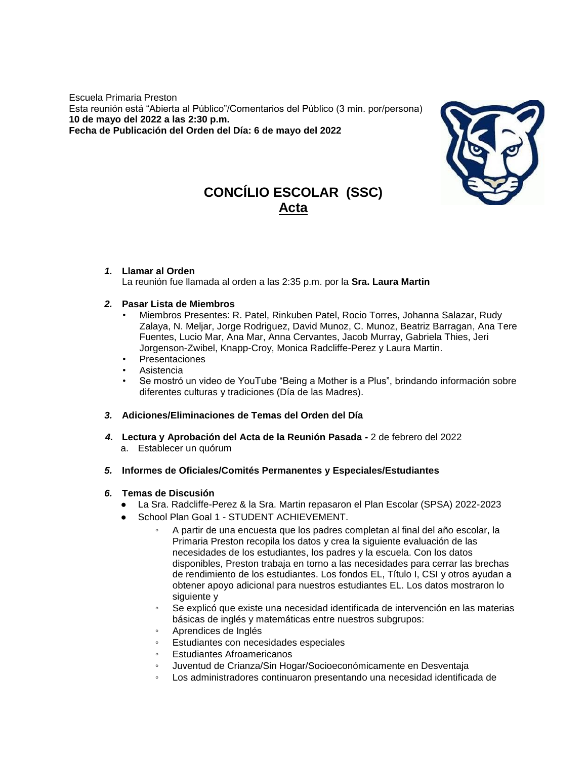Escuela Primaria Preston
Esta reunión está “Abierta al Público”/Comentarios del Público (3 min. por/persona)
**10 de mayo del 2022 a las 2:30 p.m.**
**Fecha de Publicación del Orden del Día: 6 de mayo del 2022**

## CONCÍLIO ESCOLAR (SSC)
## Acta

1. **Llamar al Orden**
   La reunión fue llamada al orden a las 2:35 p.m. por la **Sra. Laura Martin**

2. **Pasar Lista de Miembros**
   - Miembros Presentes: R. Patel, Rinkuben Patel, Rocio Torres, Johanna Salazar, Rudy Zalaya, N. Meljar, Jorge Rodriguez, David Munoz, C. Munoz, Beatriz Barragan, Ana Tere Fuentes, Lucio Mar, Ana Mar, Anna Cervantes, Jacob Murray, Gabriela Thies, Jeri Jorgenson-Zwibel, Knapp-Croy, Monica Radcliffe-Perez y Laura Martin.
   - Presentaciones
   - Asistencia
   - Se mostró un video de YouTube “Being a Mother is a Plus”, brindando información sobre diferentes culturas y tradiciones (Día de las Madres).

3. **Adiciones/Eliminaciones de Temas del Orden del Día**

4. **Lectura y Aprobación del Acta de la Reunión Pasada -** 2 de febrero del 2022
   a. Establecer un quórum

5. **Informes de Oficiales/Comités Permanentes y Especiales/Estudiantes**

6. **Temas de Discusión**
   - La Sra. Radcliffe-Perez & la Sra. Martin repasaron el Plan Escolar (SPSA) 2022-2023
   - School Plan Goal 1 - STUDENT ACHIEVEMENT.
     - A partir de una encuesta que los padres completan al final del año escolar, la Primaria Preston recopila los datos y crea la siguiente evaluación de las necesidades de los estudiantes, los padres y la escuela. Con los datos disponibles, Preston trabaja en torno a las necesidades para cerrar las brechas de rendimiento de los estudiantes. Los fondos EL, Título I, CSI y otros ayudan a obtener apoyo adicional para nuestros estudiantes EL. Los datos mostraron lo siguiente y
     - Se explicó que existe una necesidad identificada de intervención en las materias básicas de inglés y matemáticas entre nuestros subgrupos:
     - Aprendices de Inglés
     - Estudiantes con necesidades especiales
     - Estudiantes Afroamericanos
     - Juventud de Crianza/Sin Hogar/Socioeconómicamente en Desventaja
     - Los administradores continuaron presentando una necesidad identificada de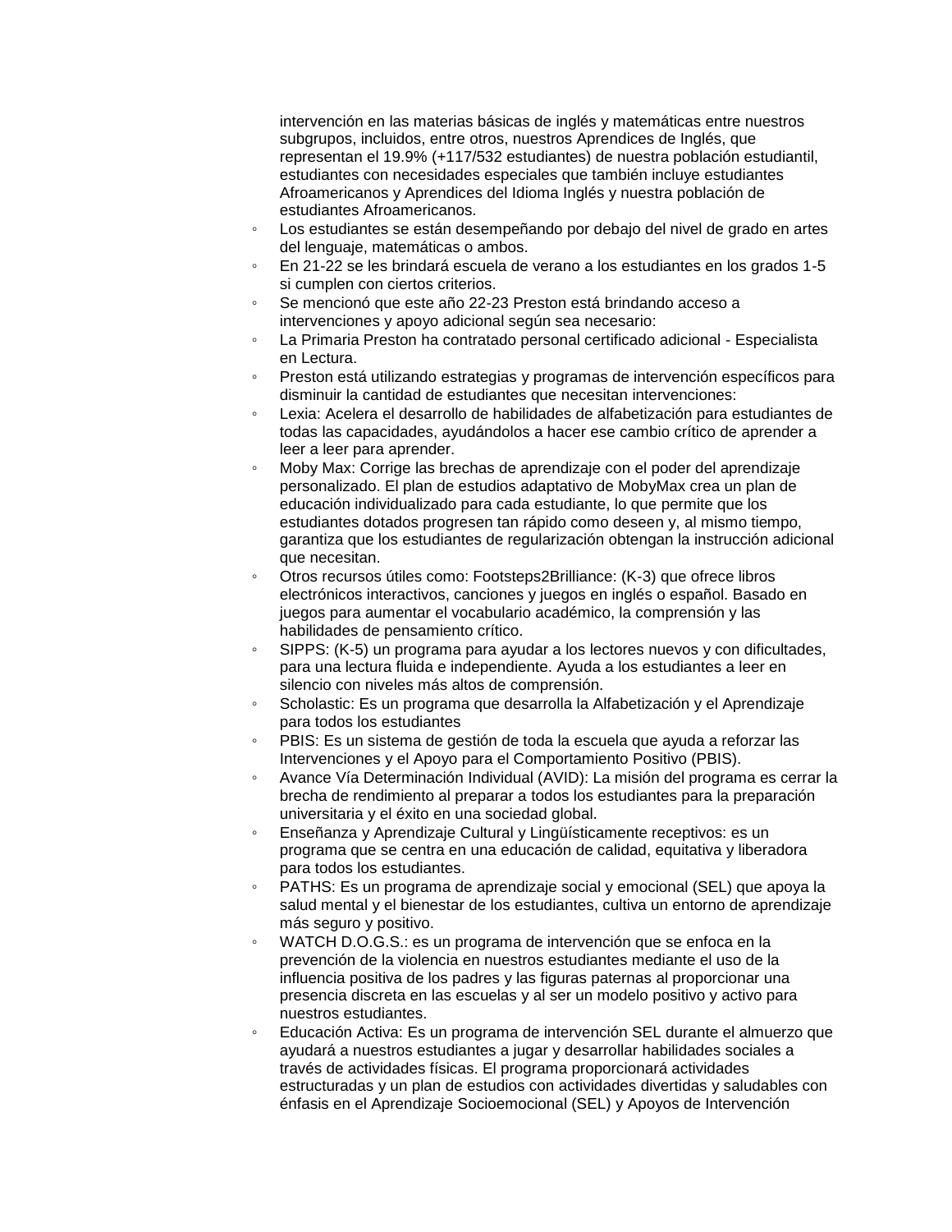intervención en las materias básicas de inglés y matemáticas entre nuestros subgrupos, incluidos, entre otros, nuestros Aprendices de Inglés, que representan el 19.9% (+117/532 estudiantes) de nuestra población estudiantil, estudiantes con necesidades especiales que también incluye estudiantes Afroamericanos y Aprendices del Idioma Inglés y nuestra población de estudiantes Afroamericanos.

- Los estudiantes se están desempeñando por debajo del nivel de grado en artes del lenguaje, matemáticas o ambos.
- En 21-22 se les brindará escuela de verano a los estudiantes en los grados 1-5 si cumplen con ciertos criterios.
- Se mencionó que este año 22-23 Preston está brindando acceso a intervenciones y apoyo adicional según sea necesario:
- La Primaria Preston ha contratado personal certificado adicional - Especialista en Lectura.
- Preston está utilizando estrategias y programas de intervención específicos para disminuir la cantidad de estudiantes que necesitan intervenciones:
- Lexia: Acelera el desarrollo de habilidades de alfabetización para estudiantes de todas las capacidades, ayudándolos a hacer ese cambio crítico de aprender a leer a leer para aprender.
- Moby Max: Corrige las brechas de aprendizaje con el poder del aprendizaje personalizado. El plan de estudios adaptativo de MobyMax crea un plan de educación individualizado para cada estudiante, lo que permite que los estudiantes dotados progresen tan rápido como deseen y, al mismo tiempo, garantiza que los estudiantes de regularización obtengan la instrucción adicional que necesitan.
- Otros recursos útiles como: Footsteps2Brilliance: (K-3) que ofrece libros electrónicos interactivos, canciones y juegos en inglés o español. Basado en juegos para aumentar el vocabulario académico, la comprensión y las habilidades de pensamiento crítico.
- SIPPS: (K-5) un programa para ayudar a los lectores nuevos y con dificultades, para una lectura fluida e independiente. Ayuda a los estudiantes a leer en silencio con niveles más altos de comprensión.
- Scholastic: Es un programa que desarrolla la Alfabetización y el Aprendizaje para todos los estudiantes
- PBIS: Es un sistema de gestión de toda la escuela que ayuda a reforzar las Intervenciones y el Apoyo para el Comportamiento Positivo (PBIS).
- Avance Vía Determinación Individual (AVID): La misión del programa es cerrar la brecha de rendimiento al preparar a todos los estudiantes para la preparación universitaria y el éxito en una sociedad global.
- Enseñanza y Aprendizaje Cultural y Lingüísticamente receptivos: es un programa que se centra en una educación de calidad, equitativa y liberadora para todos los estudiantes.
- PATHS: Es un programa de aprendizaje social y emocional (SEL) que apoya la salud mental y el bienestar de los estudiantes, cultiva un entorno de aprendizaje más seguro y positivo.
- WATCH D.O.G.S.: es un programa de intervención que se enfoca en la prevención de la violencia en nuestros estudiantes mediante el uso de la influencia positiva de los padres y las figuras paternas al proporcionar una presencia discreta en las escuelas y al ser un modelo positivo y activo para nuestros estudiantes.
- Educación Activa: Es un programa de intervención SEL durante el almuerzo que ayudará a nuestros estudiantes a jugar y desarrollar habilidades sociales a través de actividades físicas. El programa proporcionará actividades estructuradas y un plan de estudios con actividades divertidas y saludables con énfasis en el Aprendizaje Socioemocional (SEL) y Apoyos de Intervención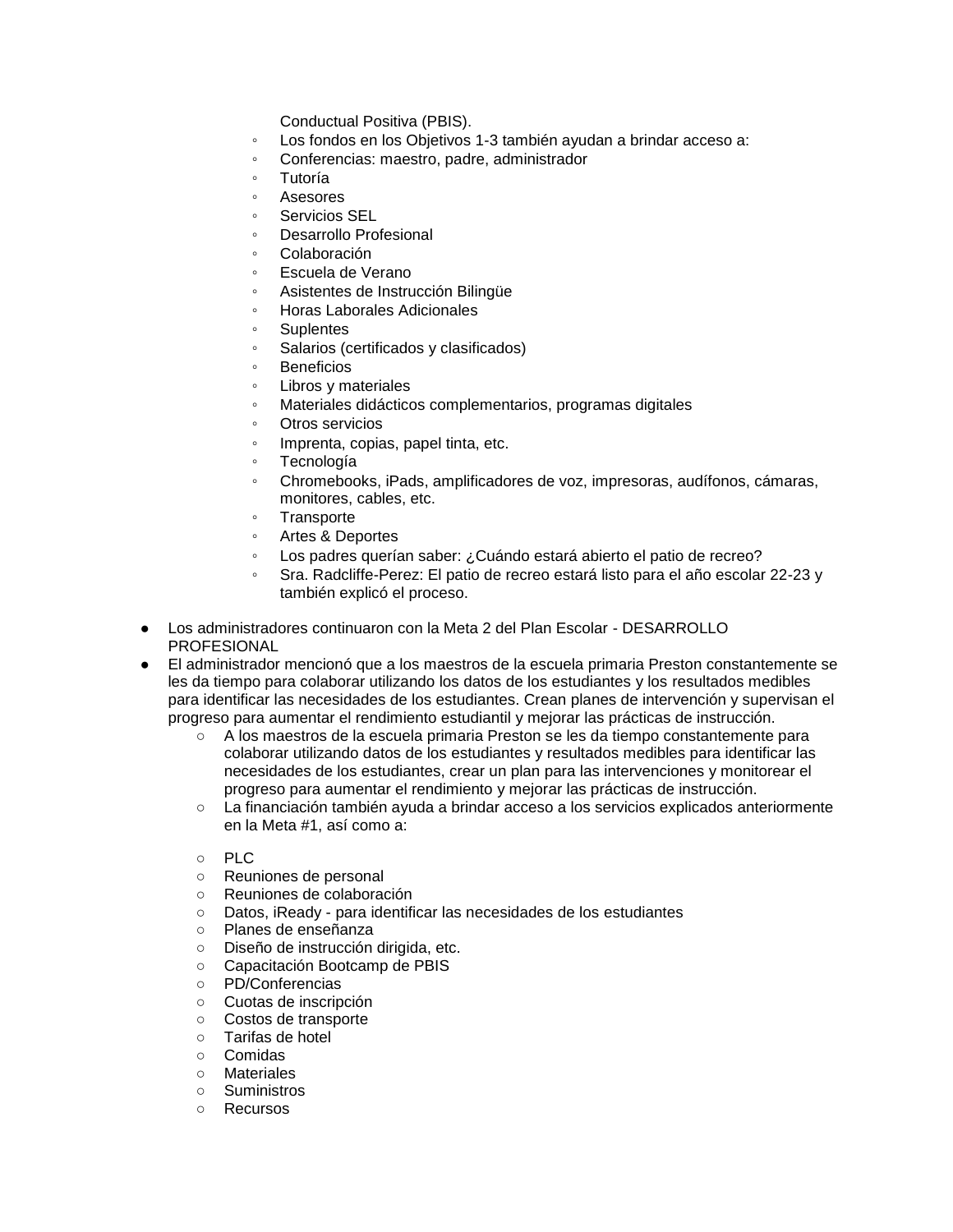Conductual Positiva (PBIS).

        - Los fondos en los Objetivos 1-3 también ayudan a brindar acceso a:
        - Conferencias: maestro, padre, administrador
        - Tutoría
        - Asesores
        - Servicios SEL
        - Desarrollo Profesional
        - Colaboración
        - Escuela de Verano
        - Asistentes de Instrucción Bilingüe
        - Horas Laborales Adicionales
        - Suplentes
        - Salarios (certificados y clasificados)
        - Beneficios
        - Libros y materiales
        - Materiales didácticos complementarios, programas digitales
        - Otros servicios
        - Imprenta, copias, papel tinta, etc.
        - Tecnología
        - Chromebooks, iPads, amplificadores de voz, impresoras, audífonos, cámaras, monitores, cables, etc.
        - Transporte
        - Artes & Deportes
        - Los padres querían saber: ¿Cuándo estará abierto el patio de recreo?
        - Sra. Radcliffe-Perez: El patio de recreo estará listo para el año escolar 22-23 y también explicó el proceso.

- Los administradores continuaron con la Meta 2 del Plan Escolar - DESARROLLO PROFESIONAL
- El administrador mencionó que a los maestros de la escuela primaria Preston constantemente se les da tiempo para colaborar utilizando los datos de los estudiantes y los resultados medibles para identificar las necesidades de los estudiantes. Crean planes de intervención y supervisan el progreso para aumentar el rendimiento estudiantil y mejorar las prácticas de instrucción.
    - A los maestros de la escuela primaria Preston se les da tiempo constantemente para colaborar utilizando datos de los estudiantes y resultados medibles para identificar las necesidades de los estudiantes, crear un plan para las intervenciones y monitorear el progreso para aumentar el rendimiento y mejorar las prácticas de instrucción.
    - La financiación también ayuda a brindar acceso a los servicios explicados anteriormente en la Meta #1, así como a:
    - PLC
    - Reuniones de personal
    - Reuniones de colaboración
    - Datos, iReady - para identificar las necesidades de los estudiantes
    - Planes de enseñanza
    - Diseño de instrucción dirigida, etc.
    - Capacitación Bootcamp de PBIS
    - PD/Conferencias
    - Cuotas de inscripción
    - Costos de transporte
    - Tarifas de hotel
    - Comidas
    - Materiales
    - Suministros
    - Recursos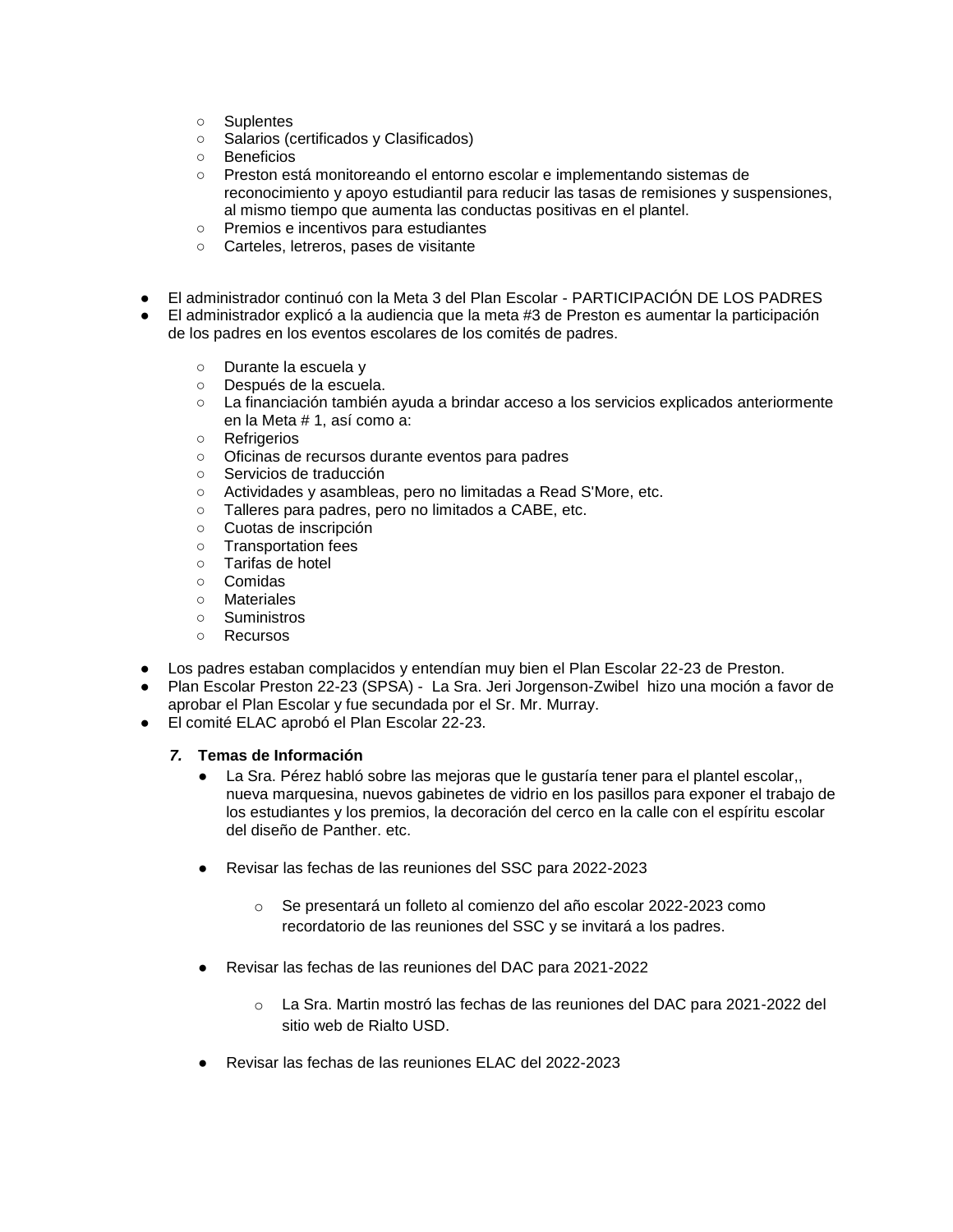- Suplentes
    - Salarios (certificados y Clasificados)
    - Beneficios
    - Preston está monitoreando el entorno escolar e implementando sistemas de reconocimiento y apoyo estudiantil para reducir las tasas de remisiones y suspensiones, al mismo tiempo que aumenta las conductas positivas en el plantel.
    - Premios e incentivos para estudiantes
    - Carteles, letreros, pases de visitante

- El administrador continuó con la Meta 3 del Plan Escolar - PARTICIPACIÓN DE LOS PADRES
- El administrador explicó a la audiencia que la meta #3 de Preston es aumentar la participación de los padres en los eventos escolares de los comités de padres.
    - Durante la escuela y
    - Después de la escuela.
    - La financiación también ayuda a brindar acceso a los servicios explicados anteriormente en la Meta # 1, así como a:
    - Refrigerios
    - Oficinas de recursos durante eventos para padres
    - Servicios de traducción
    - Actividades y asambleas, pero no limitadas a Read S'More, etc.
    - Talleres para padres, pero no limitados a CABE, etc.
    - Cuotas de inscripción
    - Transportation fees
    - Tarifas de hotel
    - Comidas
    - Materiales
    - Suministros
    - Recursos
- Los padres estaban complacidos y entendían muy bien el Plan Escolar 22-23 de Preston.
- Plan Escolar Preston 22-23 (SPSA) -  La Sra. Jeri Jorgenson-Zwibel hizo una moción a favor de aprobar el Plan Escolar y fue secundada por el Sr. Mr. Murray.
- El comité ELAC aprobó el Plan Escolar 22-23.

**7. Temas de Información**

- La Sra. Pérez habló sobre las mejoras que le gustaría tener para el plantel escolar,, nueva marquesina, nuevos gabinetes de vidrio en los pasillos para exponer el trabajo de los estudiantes y los premios, la decoración del cerco en la calle con el espíritu escolar del diseño de Panther. etc.

- Revisar las fechas de las reuniones del SSC para 2022-2023

    - Se presentará un folleto al comienzo del año escolar 2022-2023 como recordatorio de las reuniones del SSC y se invitará a los padres.

- Revisar las fechas de las reuniones del DAC para 2021-2022

    - La Sra. Martin mostró las fechas de las reuniones del DAC para 2021-2022 del sitio web de Rialto USD.

- Revisar las fechas de las reuniones ELAC del 2022-2023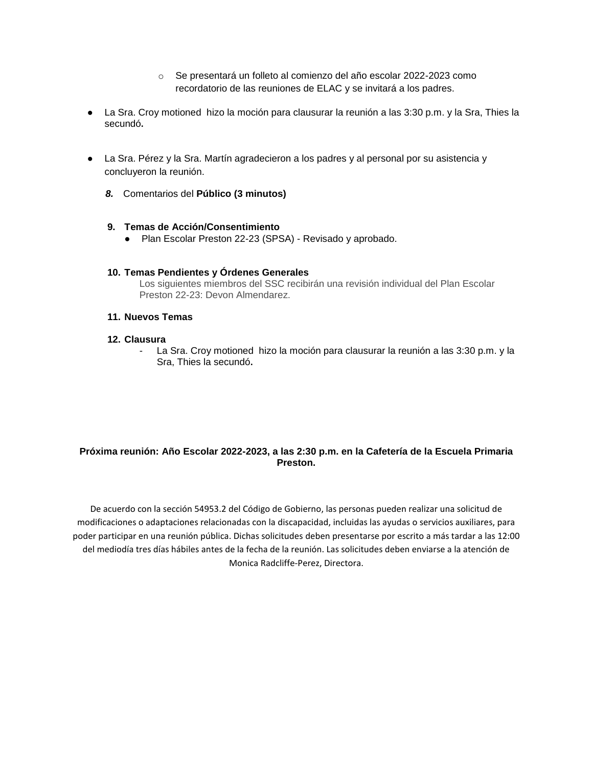- Se presentará un folleto al comienzo del año escolar 2022-2023 como recordatorio de las reuniones de ELAC y se invitará a los padres.

- La Sra. Croy motioned  hizo la moción para clausurar la reunión a las 3:30 p.m. y la Sra, Thies la secundó**.**

- La Sra. Pérez y la Sra. Martín agradecieron a los padres y al personal por su asistencia y concluyeron la reunión.

***8.*** Comentarios del **Público (3 minutos)**

**9. Temas de Acción/Consentimiento**

- Plan Escolar Preston 22-23 (SPSA) - Revisado y aprobado.

**10. Temas Pendientes y Órdenes Generales**

Los siguientes miembros del SSC recibirán una revisión individual del Plan Escolar Preston 22-23: Devon Almendarez.

**11. Nuevos Temas**

**12. Clausura**

- La Sra. Croy motioned  hizo la moción para clausurar la reunión a las 3:30 p.m. y la Sra, Thies la secundó**.**

**Próxima reunión: Año Escolar 2022-2023, a las 2:30 p.m. en la Cafetería de la Escuela Primaria Preston.**

De acuerdo con la sección 54953.2 del Código de Gobierno, las personas pueden realizar una solicitud de modificaciones o adaptaciones relacionadas con la discapacidad, incluidas las ayudas o servicios auxiliares, para poder participar en una reunión pública. Dichas solicitudes deben presentarse por escrito a más tardar a las 12:00 del mediodía tres días hábiles antes de la fecha de la reunión. Las solicitudes deben enviarse a la atención de Monica Radcliffe-Perez, Directora.